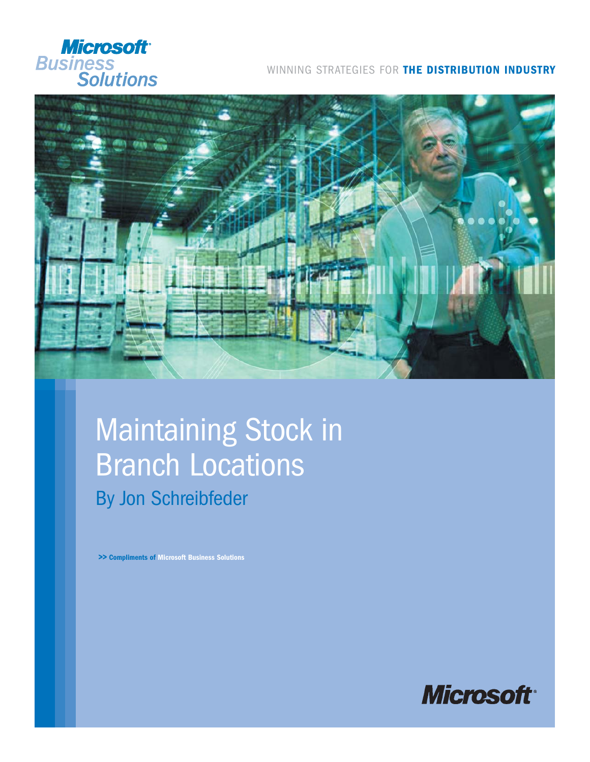Microsoft Business Solutions

WINNING STRATEGIES FOR **THE DISTRIBUTION INDUSTRY**

# Maintaining Stock in Branch Locations

## By Jon Schreibfeder

**>> Compliments of Microsoft Business Solutions**

Microsoft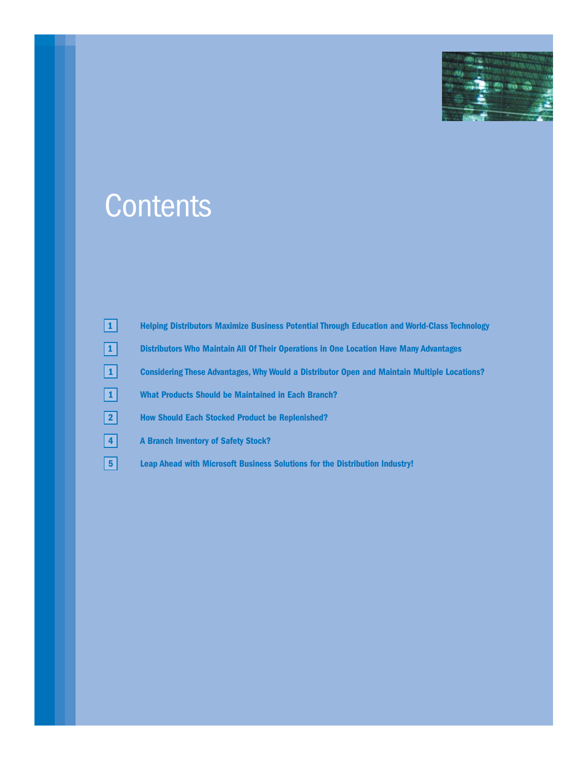# Contents

| | |
|---|---|
| 1 | Helping Distributors Maximize Business Potential Through Education and World-Class Technology |
| 1 | Distributors Who Maintain All Of Their Operations in One Location Have Many Advantages |
| 1 | Considering These Advantages, Why Would a Distributor Open and Maintain Multiple Locations? |
| 1 | What Products Should be Maintained in Each Branch? |
| 2 | How Should Each Stocked Product be Replenished? |
| 4 | A Branch Inventory of Safety Stock? |
| 5 | Leap Ahead with Microsoft Business Solutions for the Distribution Industry! |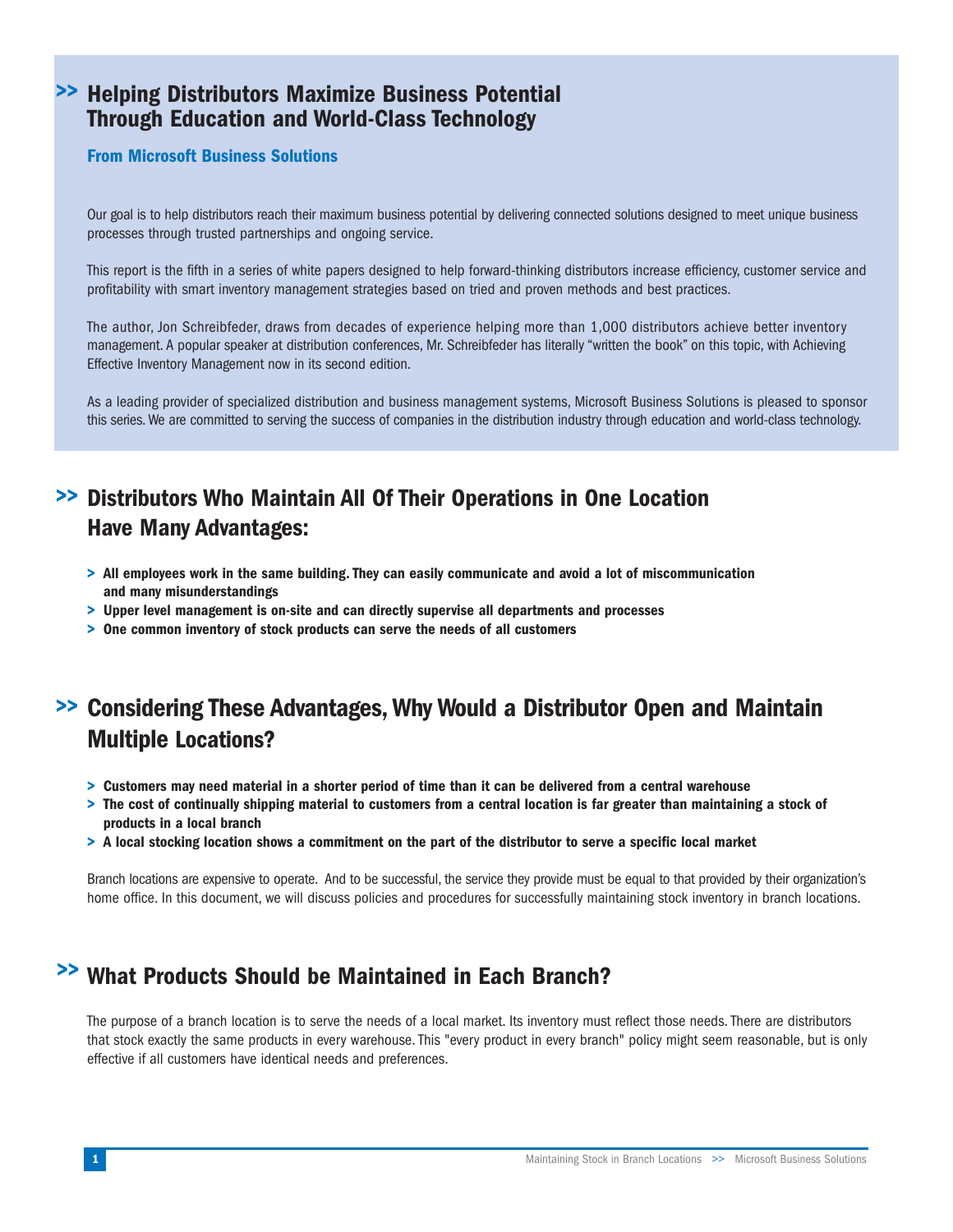## >> Helping Distributors Maximize Business Potential Through Education and World-Class Technology

### From Microsoft Business Solutions

Our goal is to help distributors reach their maximum business potential by delivering connected solutions designed to meet unique business processes through trusted partnerships and ongoing service.

This report is the fifth in a series of white papers designed to help forward-thinking distributors increase efficiency, customer service and profitability with smart inventory management strategies based on tried and proven methods and best practices.

The author, Jon Schreibfeder, draws from decades of experience helping more than 1,000 distributors achieve better inventory management. A popular speaker at distribution conferences, Mr. Schreibfeder has literally "written the book" on this topic, with Achieving Effective Inventory Management now in its second edition.

As a leading provider of specialized distribution and business management systems, Microsoft Business Solutions is pleased to sponsor this series. We are committed to serving the success of companies in the distribution industry through education and world-class technology.

## >> Distributors Who Maintain All Of Their Operations in One Location Have Many Advantages:

- **All employees work in the same building. They can easily communicate and avoid a lot of miscommunication and many misunderstandings**
- **Upper level management is on-site and can directly supervise all departments and processes**
- **One common inventory of stock products can serve the needs of all customers**

## >> Considering These Advantages, Why Would a Distributor Open and Maintain Multiple Locations?

- **Customers may need material in a shorter period of time than it can be delivered from a central warehouse**
- **The cost of continually shipping material to customers from a central location is far greater than maintaining a stock of products in a local branch**
- **A local stocking location shows a commitment on the part of the distributor to serve a specific local market**

Branch locations are expensive to operate. And to be successful, the service they provide must be equal to that provided by their organization's home office. In this document, we will discuss policies and procedures for successfully maintaining stock inventory in branch locations.

## >> What Products Should be Maintained in Each Branch?

The purpose of a branch location is to serve the needs of a local market. Its inventory must reflect those needs. There are distributors that stock exactly the same products in every warehouse. This "every product in every branch" policy might seem reasonable, but is only effective if all customers have identical needs and preferences.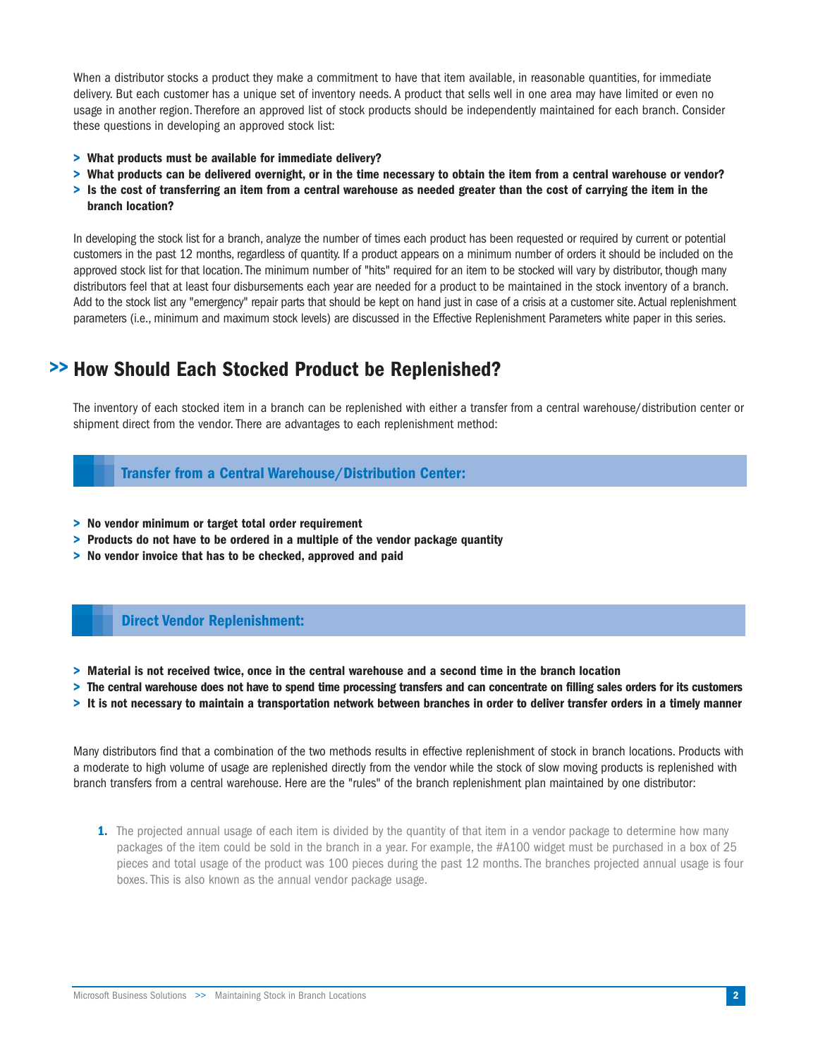When a distributor stocks a product they make a commitment to have that item available, in reasonable quantities, for immediate delivery. But each customer has a unique set of inventory needs. A product that sells well in one area may have limited or even no usage in another region. Therefore an approved list of stock products should be independently maintained for each branch. Consider these questions in developing an approved stock list:

- **What products must be available for immediate delivery?**
- **What products can be delivered overnight, or in the time necessary to obtain the item from a central warehouse or vendor?**
- **Is the cost of transferring an item from a central warehouse as needed greater than the cost of carrying the item in the branch location?**

In developing the stock list for a branch, analyze the number of times each product has been requested or required by current or potential customers in the past 12 months, regardless of quantity. If a product appears on a minimum number of orders it should be included on the approved stock list for that location. The minimum number of "hits" required for an item to be stocked will vary by distributor, though many distributors feel that at least four disbursements each year are needed for a product to be maintained in the stock inventory of a branch. Add to the stock list any "emergency" repair parts that should be kept on hand just in case of a crisis at a customer site. Actual replenishment parameters (i.e., minimum and maximum stock levels) are discussed in the Effective Replenishment Parameters white paper in this series.

## How Should Each Stocked Product be Replenished?

The inventory of each stocked item in a branch can be replenished with either a transfer from a central warehouse/distribution center or shipment direct from the vendor. There are advantages to each replenishment method:

### Transfer from a Central Warehouse/Distribution Center:

- **No vendor minimum or target total order requirement**
- **Products do not have to be ordered in a multiple of the vendor package quantity**
- **No vendor invoice that has to be checked, approved and paid**

### Direct Vendor Replenishment:

- **Material is not received twice, once in the central warehouse and a second time in the branch location**
- **The central warehouse does not have to spend time processing transfers and can concentrate on filling sales orders for its customers**
- **It is not necessary to maintain a transportation network between branches in order to deliver transfer orders in a timely manner**

Many distributors find that a combination of the two methods results in effective replenishment of stock in branch locations. Products with a moderate to high volume of usage are replenished directly from the vendor while the stock of slow moving products is replenished with branch transfers from a central warehouse. Here are the "rules" of the branch replenishment plan maintained by one distributor:

1. The projected annual usage of each item is divided by the quantity of that item in a vendor package to determine how many packages of the item could be sold in the branch in a year. For example, the #A100 widget must be purchased in a box of 25 pieces and total usage of the product was 100 pieces during the past 12 months. The branches projected annual usage is four boxes. This is also known as the annual vendor package usage.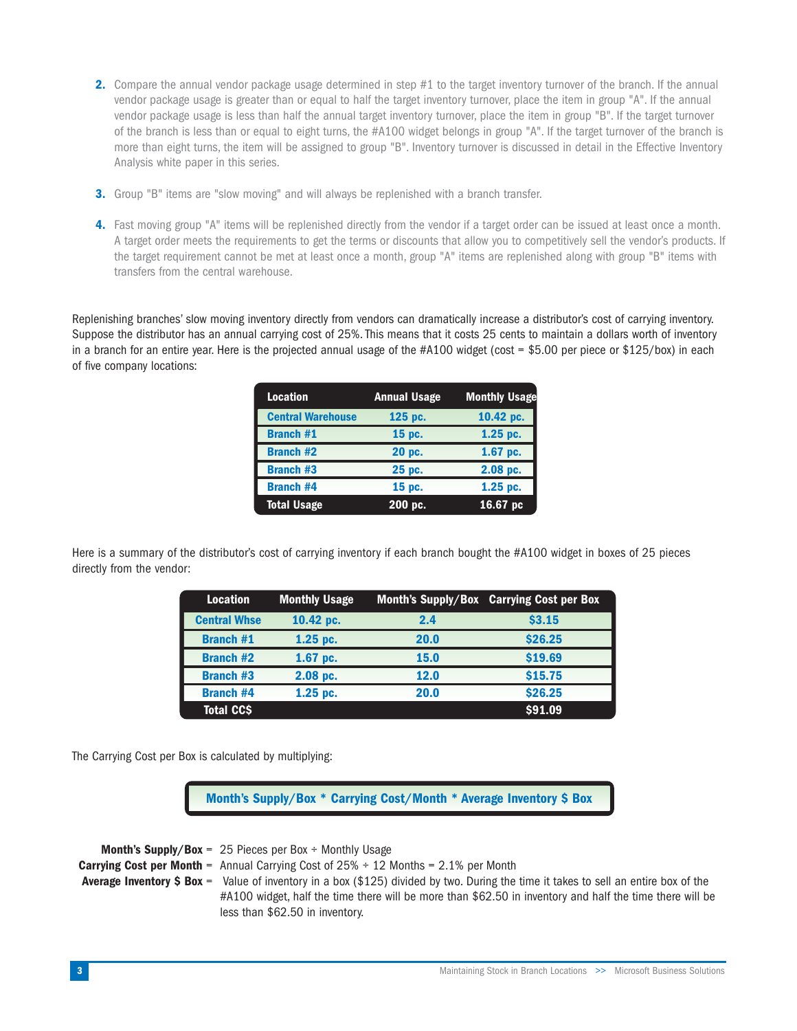2. Compare the annual vendor package usage determined in step #1 to the target inventory turnover of the branch. If the annual vendor package usage is greater than or equal to half the target inventory turnover, place the item in group "A". If the annual vendor package usage is less than half the annual target inventory turnover, place the item in group "B". If the target turnover of the branch is less than or equal to eight turns, the #A100 widget belongs in group "A". If the target turnover of the branch is more than eight turns, the item will be assigned to group "B". Inventory turnover is discussed in detail in the Effective Inventory Analysis white paper in this series.

3. Group "B" items are "slow moving" and will always be replenished with a branch transfer.

4. Fast moving group "A" items will be replenished directly from the vendor if a target order can be issued at least once a month. A target order meets the requirements to get the terms or discounts that allow you to competitively sell the vendor's products. If the target requirement cannot be met at least once a month, group "A" items are replenished along with group "B" items with transfers from the central warehouse.

Replenishing branches' slow moving inventory directly from vendors can dramatically increase a distributor's cost of carrying inventory. Suppose the distributor has an annual carrying cost of 25%. This means that it costs 25 cents to maintain a dollars worth of inventory in a branch for an entire year. Here is the projected annual usage of the #A100 widget (cost = $5.00 per piece or $125/box) in each of five company locations:

| Location | Annual Usage | Monthly Usage |
|---|---|---|
| Central Warehouse | 125 pc. | 10.42 pc. |
| Branch #1 | 15 pc. | 1.25 pc. |
| Branch #2 | 20 pc. | 1.67 pc. |
| Branch #3 | 25 pc. | 2.08 pc. |
| Branch #4 | 15 pc. | 1.25 pc. |
| **Total Usage** | **200 pc.** | **16.67 pc** |

Here is a summary of the distributor's cost of carrying inventory if each branch bought the #A100 widget in boxes of 25 pieces directly from the vendor:

| Location | Monthly Usage | Month's Supply/Box | Carrying Cost per Box |
|---|---|---|---|
| Central Whse | 10.42 pc. | 2.4 | $3.15 |
| Branch #1 | 1.25 pc. | 20.0 | $26.25 |
| Branch #2 | 1.67 pc. | 15.0 | $19.69 |
| Branch #3 | 2.08 pc. | 12.0 | $15.75 |
| Branch #4 | 1.25 pc. | 20.0 | $26.25 |
| **Total CC$** | | | **$91.09** |

The Carrying Cost per Box is calculated by multiplying:

**Month's Supply/Box * Carrying Cost/Month * Average Inventory $ Box**

**Month's Supply/Box** = 25 Pieces per Box ÷ Monthly Usage

**Carrying Cost per Month** = Annual Carrying Cost of 25% ÷ 12 Months = 2.1% per Month

**Average Inventory $ Box** = Value of inventory in a box ($125) divided by two. During the time it takes to sell an entire box of the #A100 widget, half the time there will be more than $62.50 in inventory and half the time there will be less than $62.50 in inventory.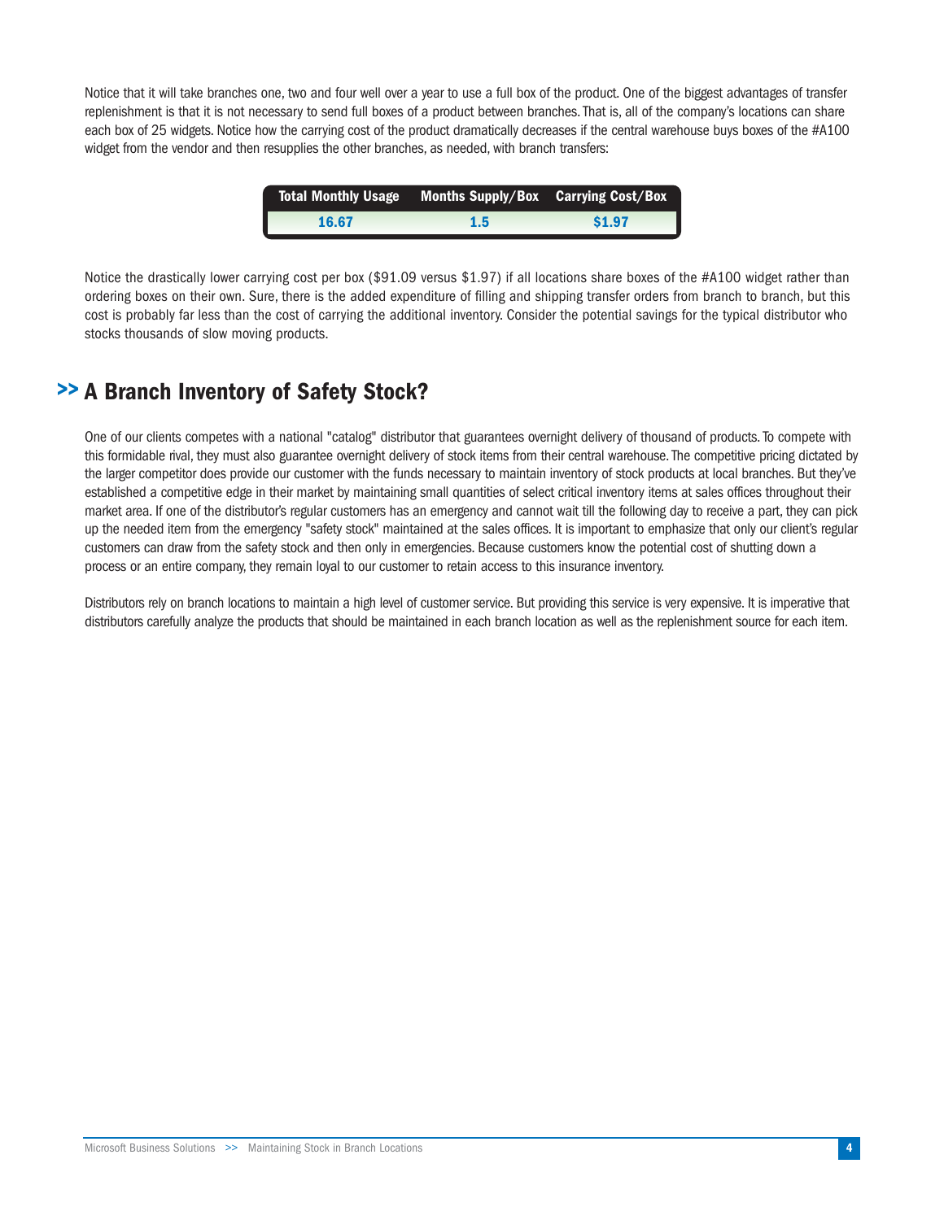Notice that it will take branches one, two and four well over a year to use a full box of the product. One of the biggest advantages of transfer replenishment is that it is not necessary to send full boxes of a product between branches. That is, all of the company's locations can share each box of 25 widgets. Notice how the carrying cost of the product dramatically decreases if the central warehouse buys boxes of the #A100 widget from the vendor and then resupplies the other branches, as needed, with branch transfers:

| Total Monthly Usage | Months Supply/Box | Carrying Cost/Box |
|---|---|---|
| 16.67 | 1.5 | $1.97 |

Notice the drastically lower carrying cost per box ($91.09 versus $1.97) if all locations share boxes of the #A100 widget rather than ordering boxes on their own. Sure, there is the added expenditure of filling and shipping transfer orders from branch to branch, but this cost is probably far less than the cost of carrying the additional inventory. Consider the potential savings for the typical distributor who stocks thousands of slow moving products.

## >> A Branch Inventory of Safety Stock?

One of our clients competes with a national "catalog" distributor that guarantees overnight delivery of thousand of products. To compete with this formidable rival, they must also guarantee overnight delivery of stock items from their central warehouse. The competitive pricing dictated by the larger competitor does provide our customer with the funds necessary to maintain inventory of stock products at local branches. But they've established a competitive edge in their market by maintaining small quantities of select critical inventory items at sales offices throughout their market area. If one of the distributor's regular customers has an emergency and cannot wait till the following day to receive a part, they can pick up the needed item from the emergency "safety stock" maintained at the sales offices. It is important to emphasize that only our client's regular customers can draw from the safety stock and then only in emergencies. Because customers know the potential cost of shutting down a process or an entire company, they remain loyal to our customer to retain access to this insurance inventory.

Distributors rely on branch locations to maintain a high level of customer service. But providing this service is very expensive. It is imperative that distributors carefully analyze the products that should be maintained in each branch location as well as the replenishment source for each item.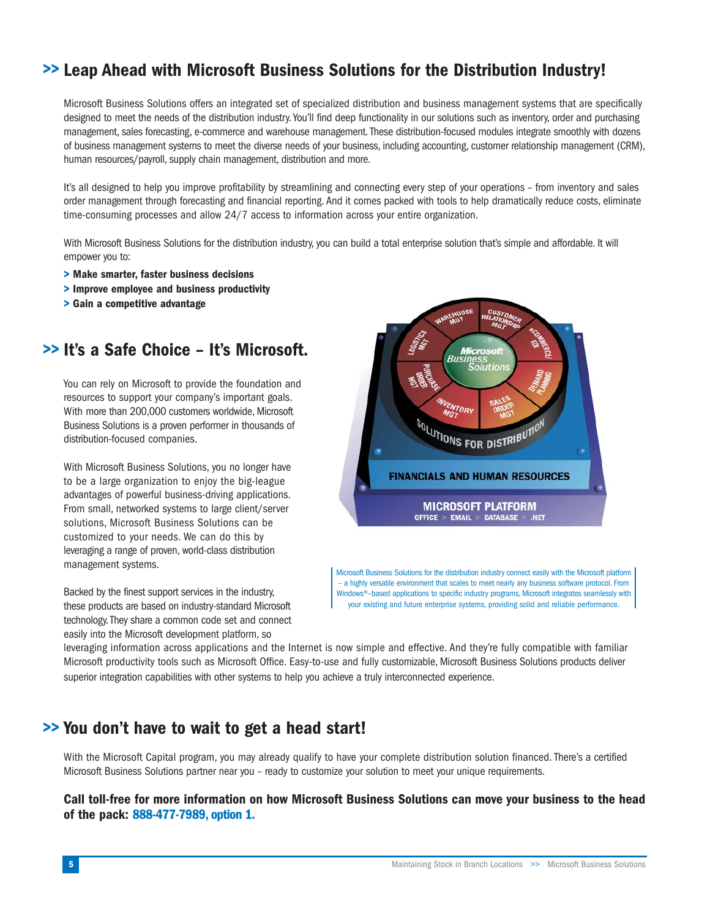## >> Leap Ahead with Microsoft Business Solutions for the Distribution Industry!

Microsoft Business Solutions offers an integrated set of specialized distribution and business management systems that are specifically designed to meet the needs of the distribution industry. You'll find deep functionality in our solutions such as inventory, order and purchasing management, sales forecasting, e-commerce and warehouse management. These distribution-focused modules integrate smoothly with dozens of business management systems to meet the diverse needs of your business, including accounting, customer relationship management (CRM), human resources/payroll, supply chain management, distribution and more.

It's all designed to help you improve profitability by streamlining and connecting every step of your operations – from inventory and sales order management through forecasting and financial reporting. And it comes packed with tools to help dramatically reduce costs, eliminate time-consuming processes and allow 24/7 access to information across your entire organization.

With Microsoft Business Solutions for the distribution industry, you can build a total enterprise solution that's simple and affordable. It will empower you to:

- **Make smarter, faster business decisions**
- **Improve employee and business productivity**
- **Gain a competitive advantage**

## >> It's a Safe Choice – It's Microsoft.

You can rely on Microsoft to provide the foundation and resources to support your company's important goals. With more than 200,000 customers worldwide, Microsoft Business Solutions is a proven performer in thousands of distribution-focused companies.

With Microsoft Business Solutions, you no longer have to be a large organization to enjoy the big-league advantages of powerful business-driving applications. From small, networked systems to large client/server solutions, Microsoft Business Solutions can be customized to your needs. We can do this by leveraging a range of proven, world-class distribution management systems.

Microsoft Business Solutions for the distribution industry connect easily with the Microsoft platform – a highly versatile environment that scales to meet nearly any business software protocol. From Windows®-based applications to specific industry programs, Microsoft integrates seamlessly with your existing and future enterprise systems, providing solid and reliable performance.

Backed by the finest support services in the industry, these products are based on industry-standard Microsoft technology. They share a common code set and connect easily into the Microsoft development platform, so leveraging information across applications and the Internet is now simple and effective. And they're fully compatible with familiar Microsoft productivity tools such as Microsoft Office. Easy-to-use and fully customizable, Microsoft Business Solutions products deliver superior integration capabilities with other systems to help you achieve a truly interconnected experience.

## >> You don't have to wait to get a head start!

With the Microsoft Capital program, you may already qualify to have your complete distribution solution financed. There's a certified Microsoft Business Solutions partner near you – ready to customize your solution to meet your unique requirements.

**Call toll-free for more information on how Microsoft Business Solutions can move your business to the head of the pack: 888-477-7989, option 1.**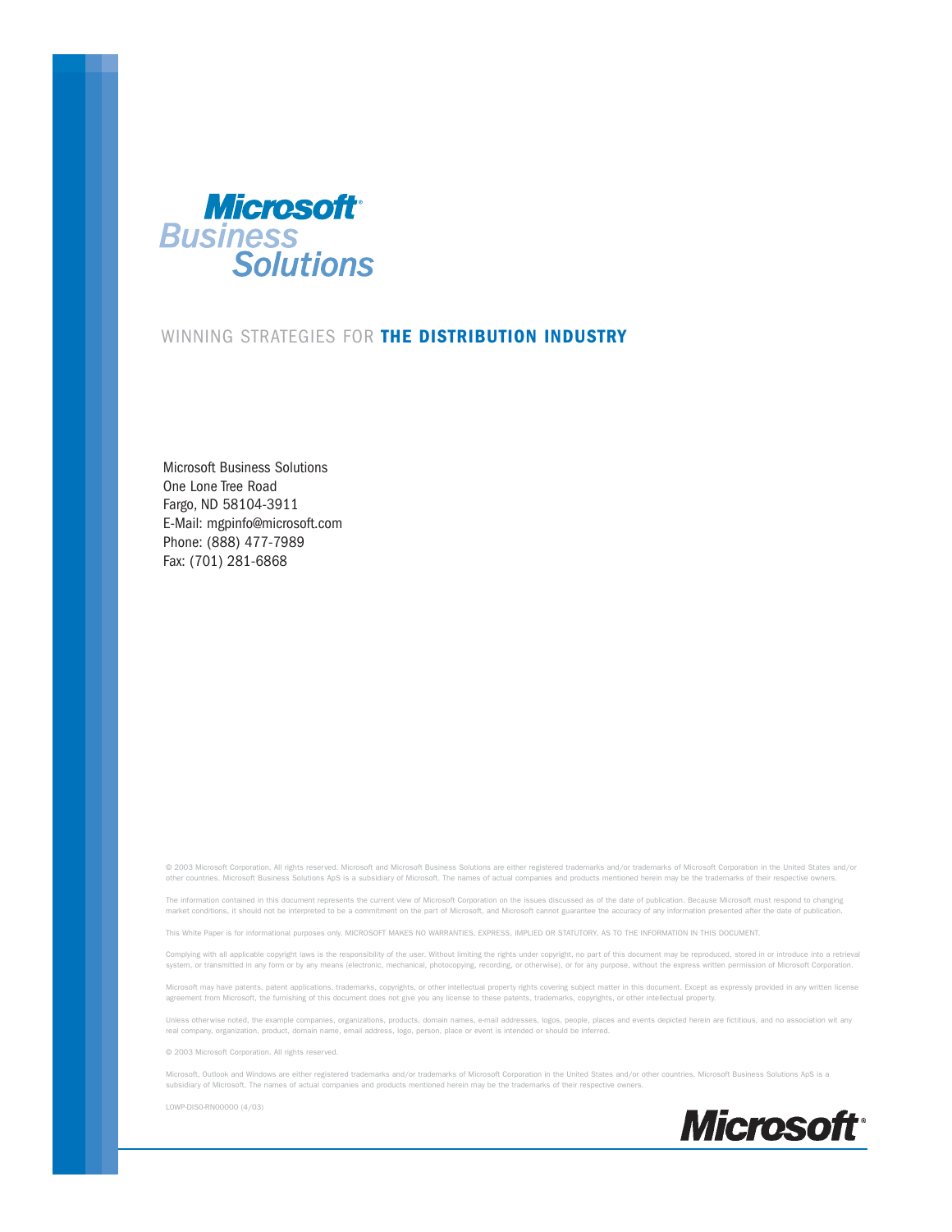Microsoft Business Solutions

WINNING STRATEGIES FOR **THE DISTRIBUTION INDUSTRY**

Microsoft Business Solutions
One Lone Tree Road
Fargo, ND 58104-3911
E-Mail: mgpinfo@microsoft.com
Phone: (888) 477-7989
Fax: (701) 281-6868

© 2003 Microsoft Corporation. All rights reserved. Microsoft and Microsoft Business Solutions are either registered trademarks and/or trademarks of Microsoft Corporation in the United States and/or other countries. Microsoft Business Solutions ApS is a subsidiary of Microsoft. The names of actual companies and products mentioned herein may be the trademarks of their respective owners.

The information contained in this document represents the current view of Microsoft Corporation on the issues discussed as of the date of publication. Because Microsoft must respond to changing market conditions, it should not be interpreted to be a commitment on the part of Microsoft, and Microsoft cannot guarantee the accuracy of any information presented after the date of publication.

This White Paper is for informational purposes only. MICROSOFT MAKES NO WARRANTIES, EXPRESS, IMPLIED OR STATUTORY, AS TO THE INFORMATION IN THIS DOCUMENT.

Complying with all applicable copyright laws is the responsibility of the user. Without limiting the rights under copyright, no part of this document may be reproduced, stored in or introduce into a retrieval system, or transmitted in any form or by any means (electronic, mechanical, photocopying, recording, or otherwise), or for any purpose, without the express written permission of Microsoft Corporation.

Microsoft may have patents, patent applications, trademarks, copyrights, or other intellectual property rights covering subject matter in this document. Except as expressly provided in any written license agreement from Microsoft, the furnishing of this document does not give you any license to these patents, trademarks, copyrights, or other intellectual property.

Unless otherwise noted, the example companies, organizations, products, domain names, e-mail addresses, logos, people, places and events depicted herein are fictitious, and no association wit any real company, organization, product, domain name, email address, logo, person, place or event is intended or should be inferred.

© 2003 Microsoft Corporation. All rights reserved.

Microsoft, Outlook and Windows are either registered trademarks and/or trademarks of Microsoft Corporation in the United States and/or other countries. Microsoft Business Solutions ApS is a subsidiary of Microsoft. The names of actual companies and products mentioned herein may be the trademarks of their respective owners.

L0WP-DIS0-RN00000 (4/03)

Microsoft